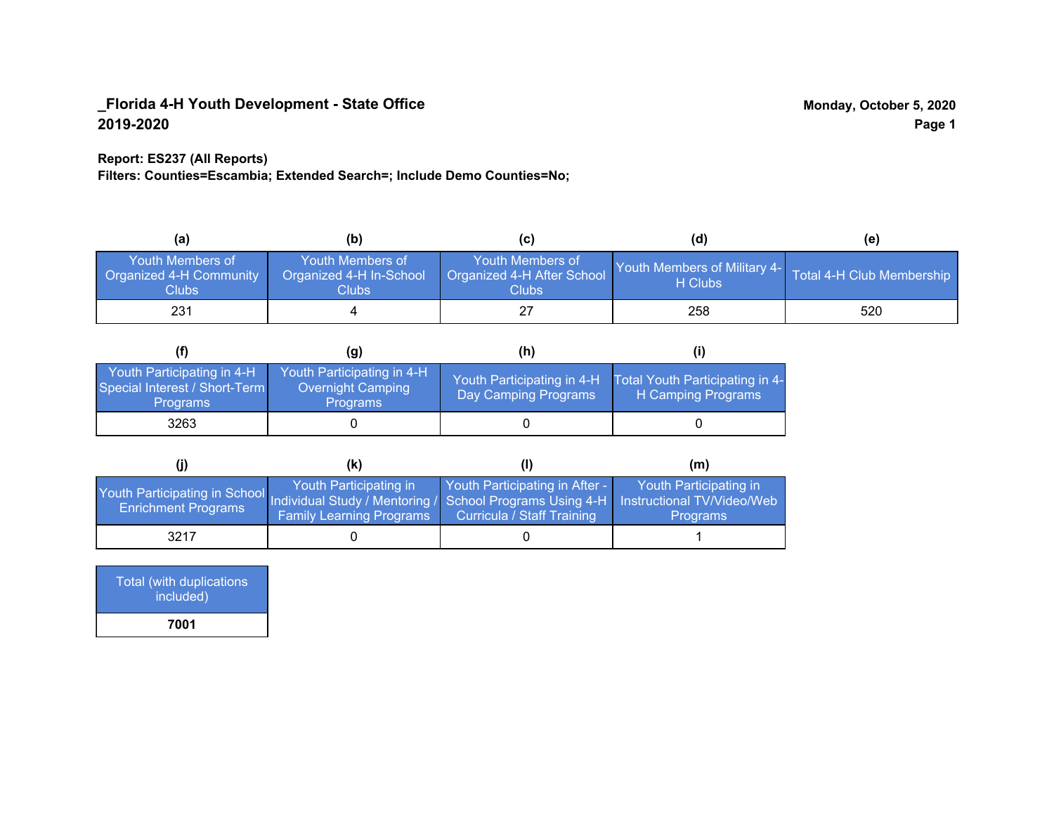**_Florida 4-H Youth Development - State Office**
**2019-2020**

**Monday, October 5, 2020**

**Report: ES237 (All Reports)**
**Filters: Counties=Escambia; Extended Search=; Include Demo Counties=No;**

| (a) | (b) | (c) | (d) | (e) |
|---|---|---|---|---|
| Youth Members of Organized 4-H Community Clubs | Youth Members of Organized 4-H In-School Clubs | Youth Members of Organized 4-H After School Clubs | Youth Members of Military 4-H Clubs | Total 4-H Club Membership |
| 231 | 4 | 27 | 258 | 520 |

| (f) | (g) | (h) | (i) |
|---|---|---|---|
| Youth Participating in 4-H Special Interest / Short-Term Programs | Youth Participating in 4-H Overnight Camping Programs | Youth Participating in 4-H Day Camping Programs | Total Youth Participating in 4-H Camping Programs |
| 3263 | 0 | 0 | 0 |

| (j) | (k) | (l) | (m) |
|---|---|---|---|
| Youth Participating in School Enrichment Programs | Youth Participating in Individual Study / Mentoring / Family Learning Programs | Youth Participating in After - School Programs Using 4-H Curricula / Staff Training | Youth Participating in Instructional TV/Video/Web Programs |
| 3217 | 0 | 0 | 1 |

| Total (with duplications included) |
|---|
| **7001** |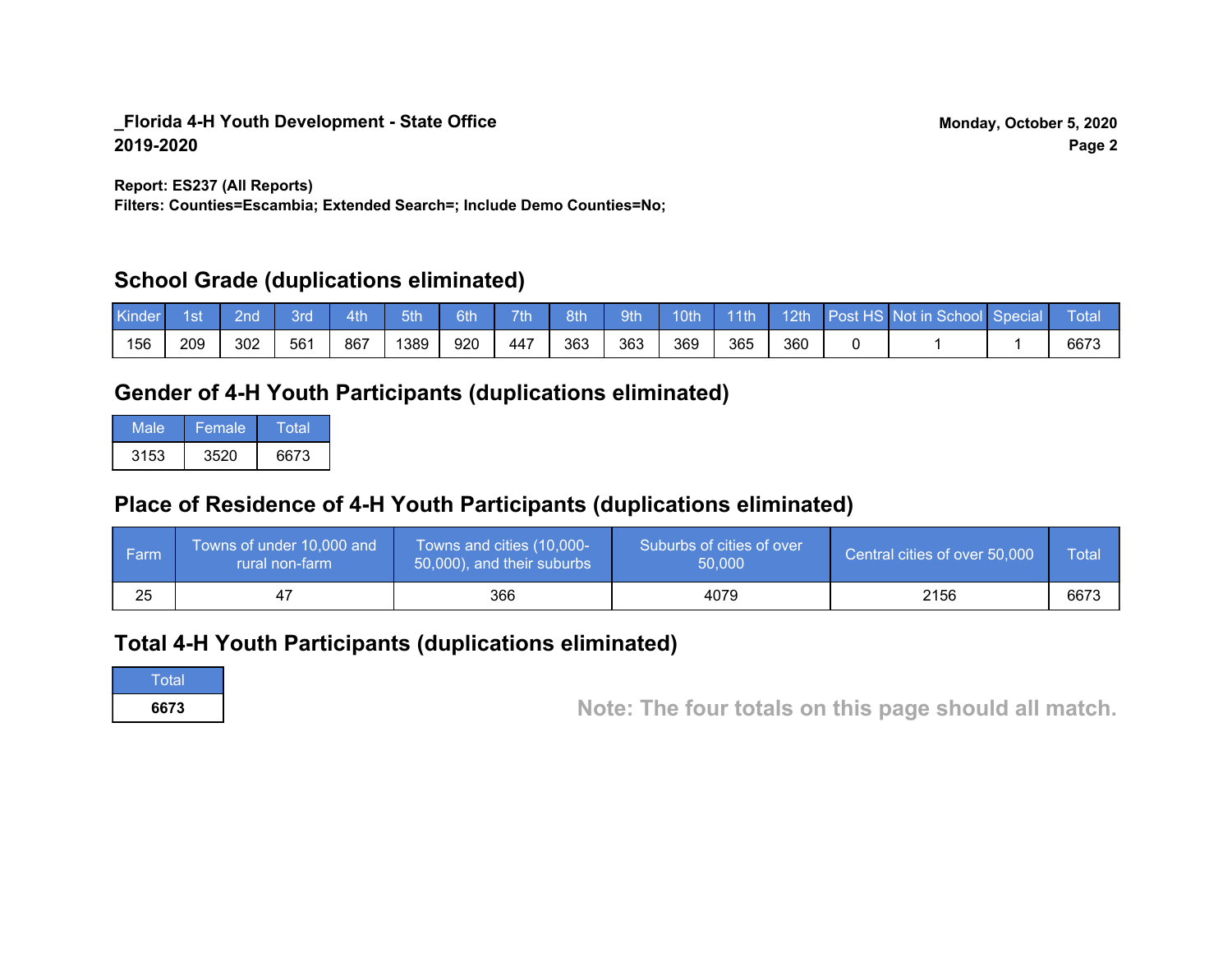**_Florida 4-H Youth Development - State Office**
**2019-2020**

**Monday, October 5, 2020**

**Report: ES237 (All Reports)**
**Filters: Counties=Escambia; Extended Search=; Include Demo Counties=No;**

## School Grade (duplications eliminated)

| Kinder | 1st | 2nd | 3rd | 4th | 5th | 6th | 7th | 8th | 9th | 10th | 11th | 12th | Post HS | Not in School | Special | Total |
|---|---|---|---|---|---|---|---|---|---|---|---|---|---|---|---|---|
| 156 | 209 | 302 | 561 | 867 | 1389 | 920 | 447 | 363 | 363 | 369 | 365 | 360 | 0 | 1 | 1 | 6673 |

## Gender of 4-H Youth Participants (duplications eliminated)

| Male | Female | Total |
|---|---|---|
| 3153 | 3520 | 6673 |

## Place of Residence of 4-H Youth Participants (duplications eliminated)

| Farm | Towns of under 10,000 and rural non-farm | Towns and cities (10,000-50,000), and their suburbs | Suburbs of cities of over 50,000 | Central cities of over 50,000 | Total |
|---|---|---|---|---|---|
| 25 | 47 | 366 | 4079 | 2156 | 6673 |

## Total 4-H Youth Participants (duplications eliminated)

| Total |
|---|
| **6673** |

**Note: The four totals on this page should all match.**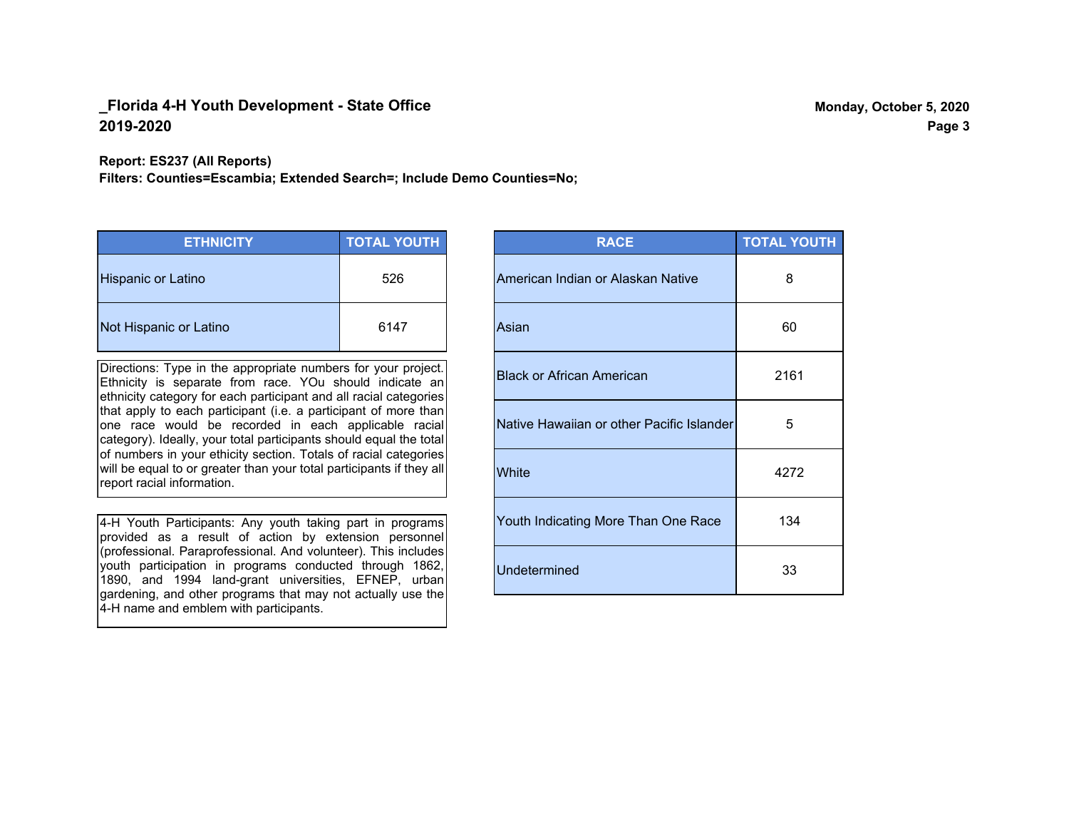## _Florida 4-H Youth Development - State Office
## 2019-2020

Monday, October 5, 2020

**Report: ES237 (All Reports)**
**Filters: Counties=Escambia; Extended Search=; Include Demo Counties=No;**

| ETHNICITY | TOTAL YOUTH |
|---|---|
| Hispanic or Latino | 526 |
| Not Hispanic or Latino | 6147 |

Directions: Type in the appropriate numbers for your project. Ethnicity is separate from race. YOu should indicate an ethnicity category for each participant and all racial categories that apply to each participant (i.e. a participant of more than one race would be recorded in each applicable racial category). Ideally, your total participants should equal the total of numbers in your ethicity section. Totals of racial categories will be equal to or greater than your total participants if they all report racial information.

4-H Youth Participants: Any youth taking part in programs provided as a result of action by extension personnel (professional. Paraprofessional. And volunteer). This includes youth participation in programs conducted through 1862, 1890, and 1994 land-grant universities, EFNEP, urban gardening, and other programs that may not actually use the 4-H name and emblem with participants.

| RACE | TOTAL YOUTH |
|---|---|
| American Indian or Alaskan Native | 8 |
| Asian | 60 |
| Black or African American | 2161 |
| Native Hawaiian or other Pacific Islander | 5 |
| White | 4272 |
| Youth Indicating More Than One Race | 134 |
| Undetermined | 33 |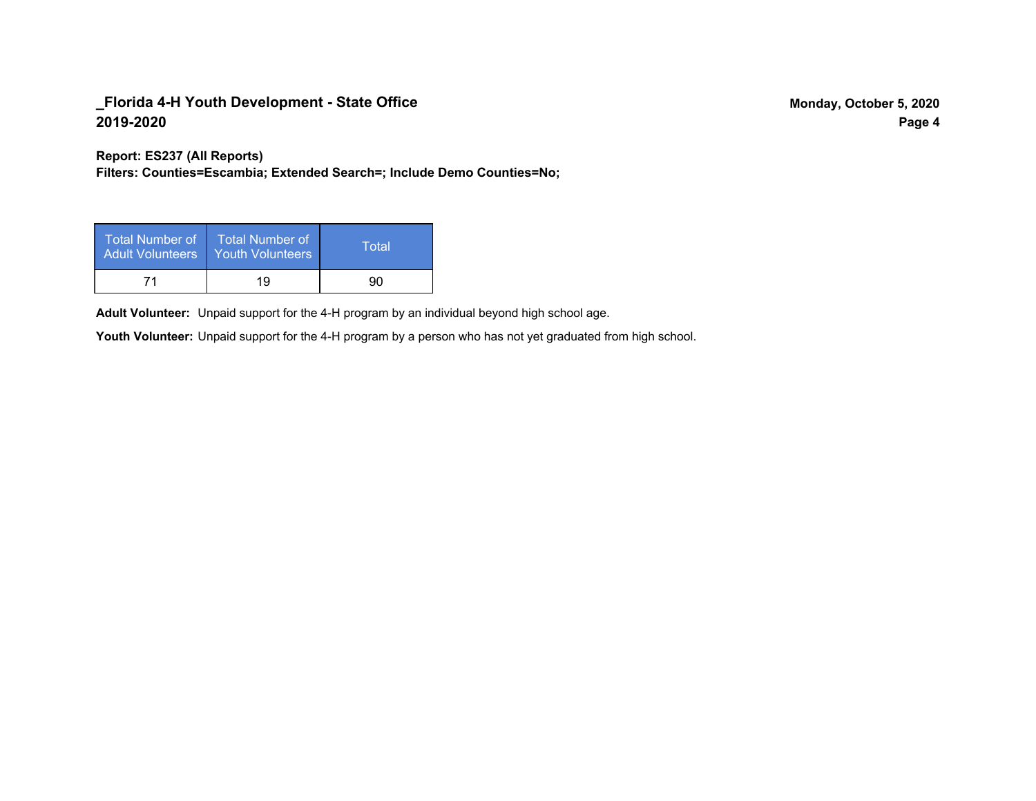## _Florida 4-H Youth Development - State Office
## 2019-2020

**Monday, October 5, 2020**

**Report: ES237 (All Reports)**
**Filters: Counties=Escambia; Extended Search=; Include Demo Counties=No;**

| Total Number of Adult Volunteers | Total Number of Youth Volunteers | Total |
|---|---|---|
| 71 | 19 | 90 |

**Adult Volunteer:** Unpaid support for the 4-H program by an individual beyond high school age.

**Youth Volunteer:** Unpaid support for the 4-H program by a person who has not yet graduated from high school.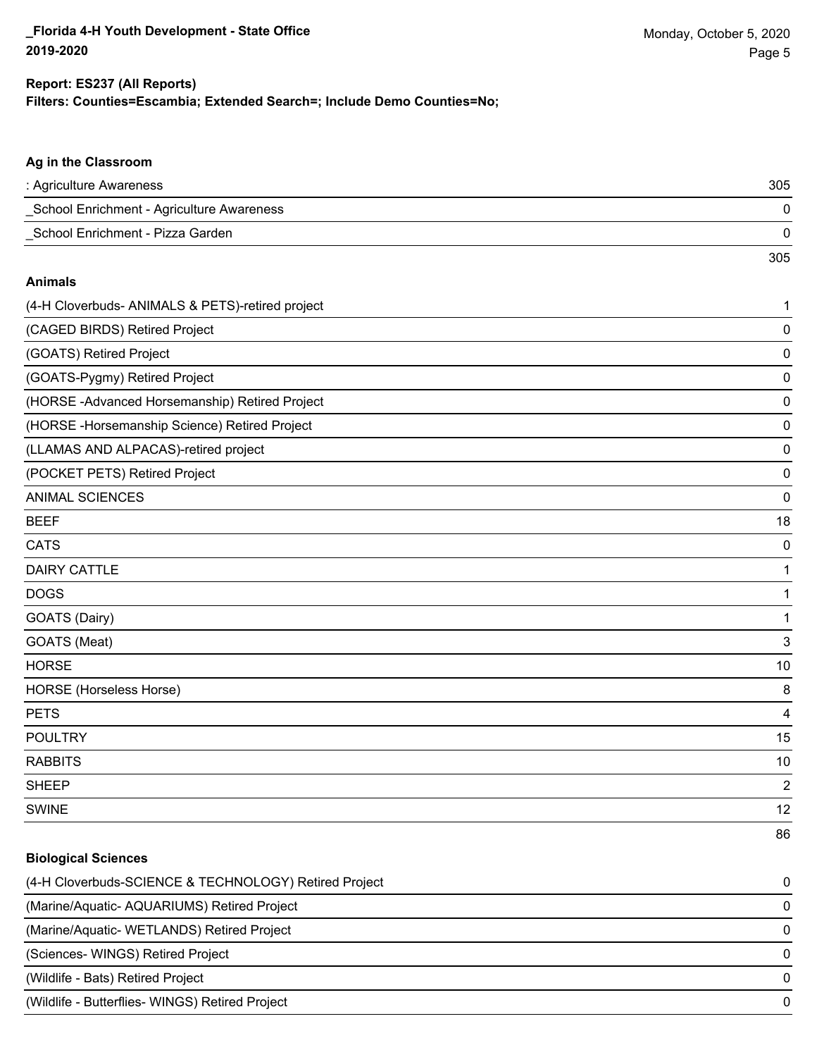**Report: ES237 (All Reports)**
**Filters: Counties=Escambia; Extended Search=; Include Demo Counties=No;**

### Ag in the Classroom

| | |
|---|---|
| : Agriculture Awareness | 305 |
| _School Enrichment - Agriculture Awareness | 0 |
| _School Enrichment - Pizza Garden | 0 |
| | 305 |

### Animals

| | |
|---|---|
| (4-H Cloverbuds- ANIMALS & PETS)-retired project | 1 |
| (CAGED BIRDS) Retired Project | 0 |
| (GOATS) Retired Project | 0 |
| (GOATS-Pygmy) Retired Project | 0 |
| (HORSE -Advanced Horsemanship) Retired Project | 0 |
| (HORSE -Horsemanship Science) Retired Project | 0 |
| (LLAMAS AND ALPACAS)-retired project | 0 |
| (POCKET PETS) Retired Project | 0 |
| ANIMAL SCIENCES | 0 |
| BEEF | 18 |
| CATS | 0 |
| DAIRY CATTLE | 1 |
| DOGS | 1 |
| GOATS (Dairy) | 1 |
| GOATS (Meat) | 3 |
| HORSE | 10 |
| HORSE (Horseless Horse) | 8 |
| PETS | 4 |
| POULTRY | 15 |
| RABBITS | 10 |
| SHEEP | 2 |
| SWINE | 12 |
| | 86 |

### Biological Sciences

| | |
|---|---|
| (4-H Cloverbuds-SCIENCE & TECHNOLOGY) Retired Project | 0 |
| (Marine/Aquatic- AQUARIUMS) Retired Project | 0 |
| (Marine/Aquatic- WETLANDS) Retired Project | 0 |
| (Sciences- WINGS) Retired Project | 0 |
| (Wildlife - Bats) Retired Project | 0 |
| (Wildlife - Butterflies- WINGS) Retired Project | 0 |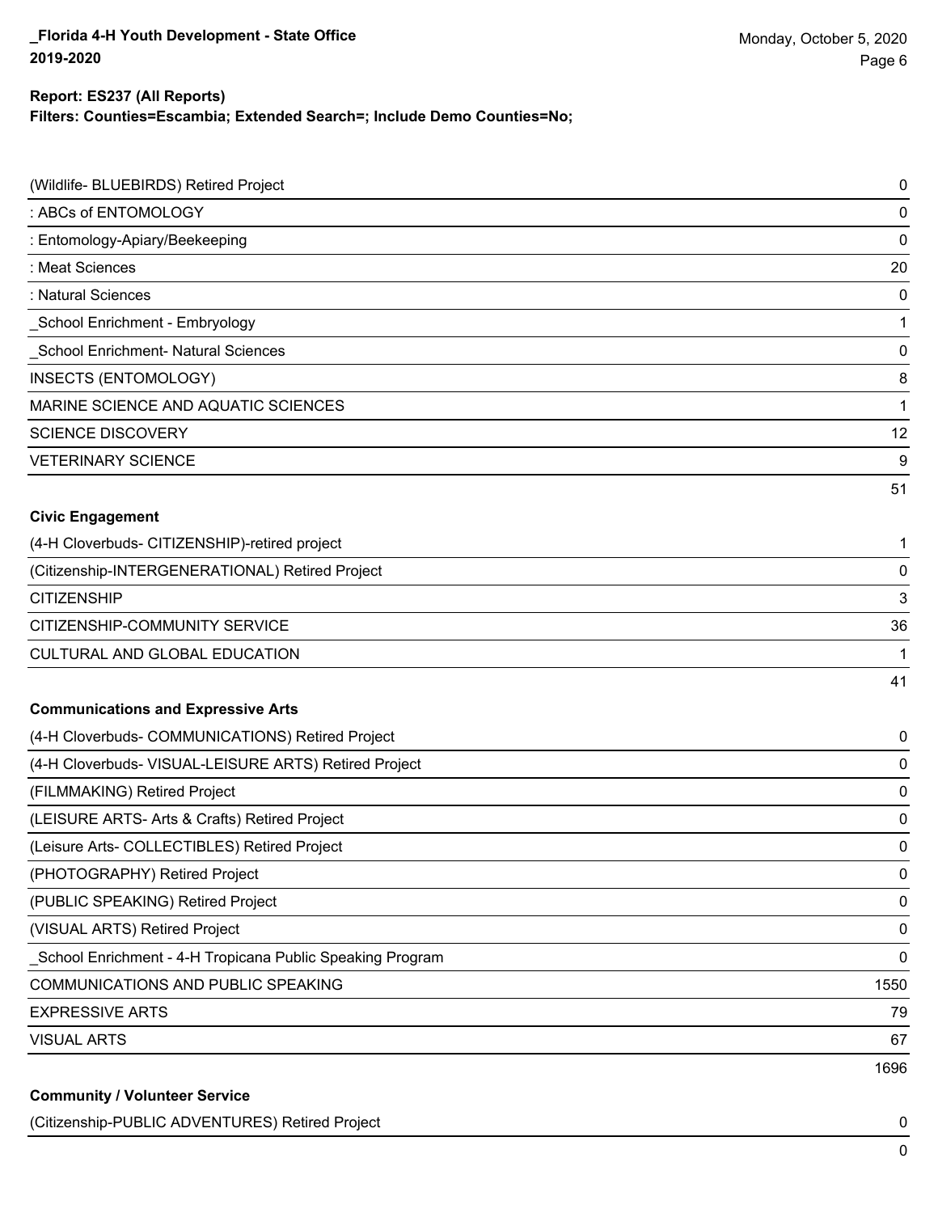**Report: ES237 (All Reports)**
**Filters: Counties=Escambia; Extended Search=; Include Demo Counties=No;**

| | |
|---|---|
| (Wildlife- BLUEBIRDS) Retired Project | 0 |
| : ABCs of ENTOMOLOGY | 0 |
| : Entomology-Apiary/Beekeeping | 0 |
| : Meat Sciences | 20 |
| : Natural Sciences | 0 |
| _School Enrichment - Embryology | 1 |
| _School Enrichment- Natural Sciences | 0 |
| INSECTS (ENTOMOLOGY) | 8 |
| MARINE SCIENCE AND AQUATIC SCIENCES | 1 |
| SCIENCE DISCOVERY | 12 |
| VETERINARY SCIENCE | 9 |
| | 51 |

**Civic Engagement**

| | |
|---|---|
| (4-H Cloverbuds- CITIZENSHIP)-retired project | 1 |
| (Citizenship-INTERGENERATIONAL) Retired Project | 0 |
| CITIZENSHIP | 3 |
| CITIZENSHIP-COMMUNITY SERVICE | 36 |
| CULTURAL AND GLOBAL EDUCATION | 1 |
| | 41 |

**Communications and Expressive Arts**

| | |
|---|---|
| (4-H Cloverbuds- COMMUNICATIONS) Retired Project | 0 |
| (4-H Cloverbuds- VISUAL-LEISURE ARTS) Retired Project | 0 |
| (FILMMAKING) Retired Project | 0 |
| (LEISURE ARTS- Arts & Crafts) Retired Project | 0 |
| (Leisure Arts- COLLECTIBLES) Retired Project | 0 |
| (PHOTOGRAPHY) Retired Project | 0 |
| (PUBLIC SPEAKING) Retired Project | 0 |
| (VISUAL ARTS) Retired Project | 0 |
| _School Enrichment - 4-H Tropicana Public Speaking Program | 0 |
| COMMUNICATIONS AND PUBLIC SPEAKING | 1550 |
| EXPRESSIVE ARTS | 79 |
| VISUAL ARTS | 67 |
| | 1696 |

**Community / Volunteer Service**

| | |
|---|---|
| (Citizenship-PUBLIC ADVENTURES) Retired Project | 0 |
| | 0 |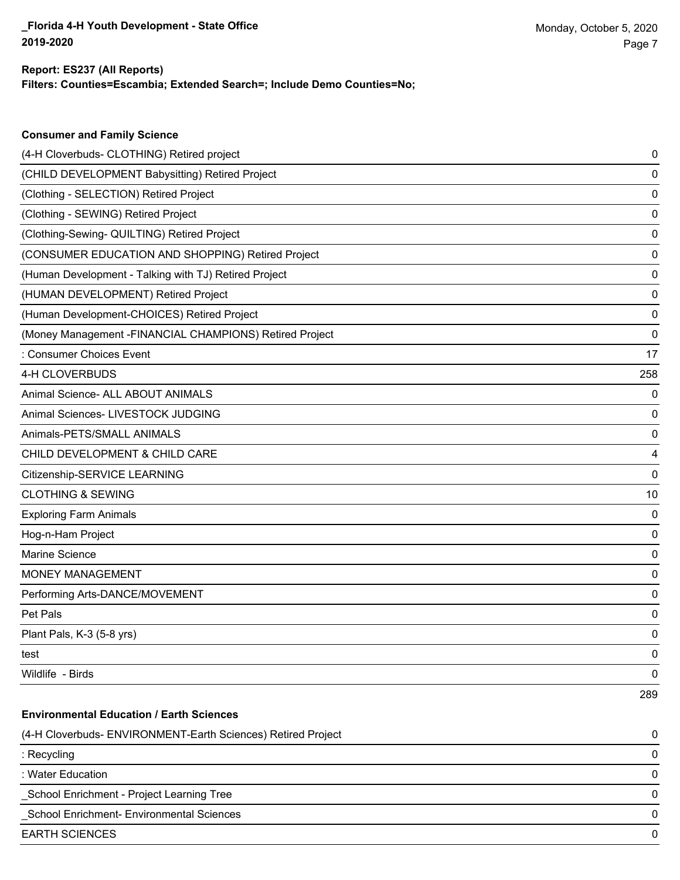**Report: ES237 (All Reports)**
**Filters: Counties=Escambia; Extended Search=; Include Demo Counties=No;**

### Consumer and Family Science

| | |
|---|---|
| (4-H Cloverbuds- CLOTHING) Retired project | 0 |
| (CHILD DEVELOPMENT Babysitting) Retired Project | 0 |
| (Clothing - SELECTION) Retired Project | 0 |
| (Clothing - SEWING) Retired Project | 0 |
| (Clothing-Sewing- QUILTING) Retired Project | 0 |
| (CONSUMER EDUCATION AND SHOPPING) Retired Project | 0 |
| (Human Development - Talking with TJ) Retired Project | 0 |
| (HUMAN DEVELOPMENT) Retired Project | 0 |
| (Human Development-CHOICES) Retired Project | 0 |
| (Money Management -FINANCIAL CHAMPIONS) Retired Project | 0 |
| : Consumer Choices Event | 17 |
| 4-H CLOVERBUDS | 258 |
| Animal Science- ALL ABOUT ANIMALS | 0 |
| Animal Sciences- LIVESTOCK JUDGING | 0 |
| Animals-PETS/SMALL ANIMALS | 0 |
| CHILD DEVELOPMENT & CHILD CARE | 4 |
| Citizenship-SERVICE LEARNING | 0 |
| CLOTHING & SEWING | 10 |
| Exploring Farm Animals | 0 |
| Hog-n-Ham Project | 0 |
| Marine Science | 0 |
| MONEY MANAGEMENT | 0 |
| Performing Arts-DANCE/MOVEMENT | 0 |
| Pet Pals | 0 |
| Plant Pals, K-3 (5-8 yrs) | 0 |
| test | 0 |
| Wildlife - Birds | 0 |
| | 289 |

### Environmental Education / Earth Sciences

| | |
|---|---|
| (4-H Cloverbuds- ENVIRONMENT-Earth Sciences) Retired Project | 0 |
| : Recycling | 0 |
| : Water Education | 0 |
| _School Enrichment - Project Learning Tree | 0 |
| _School Enrichment- Environmental Sciences | 0 |
| EARTH SCIENCES | 0 |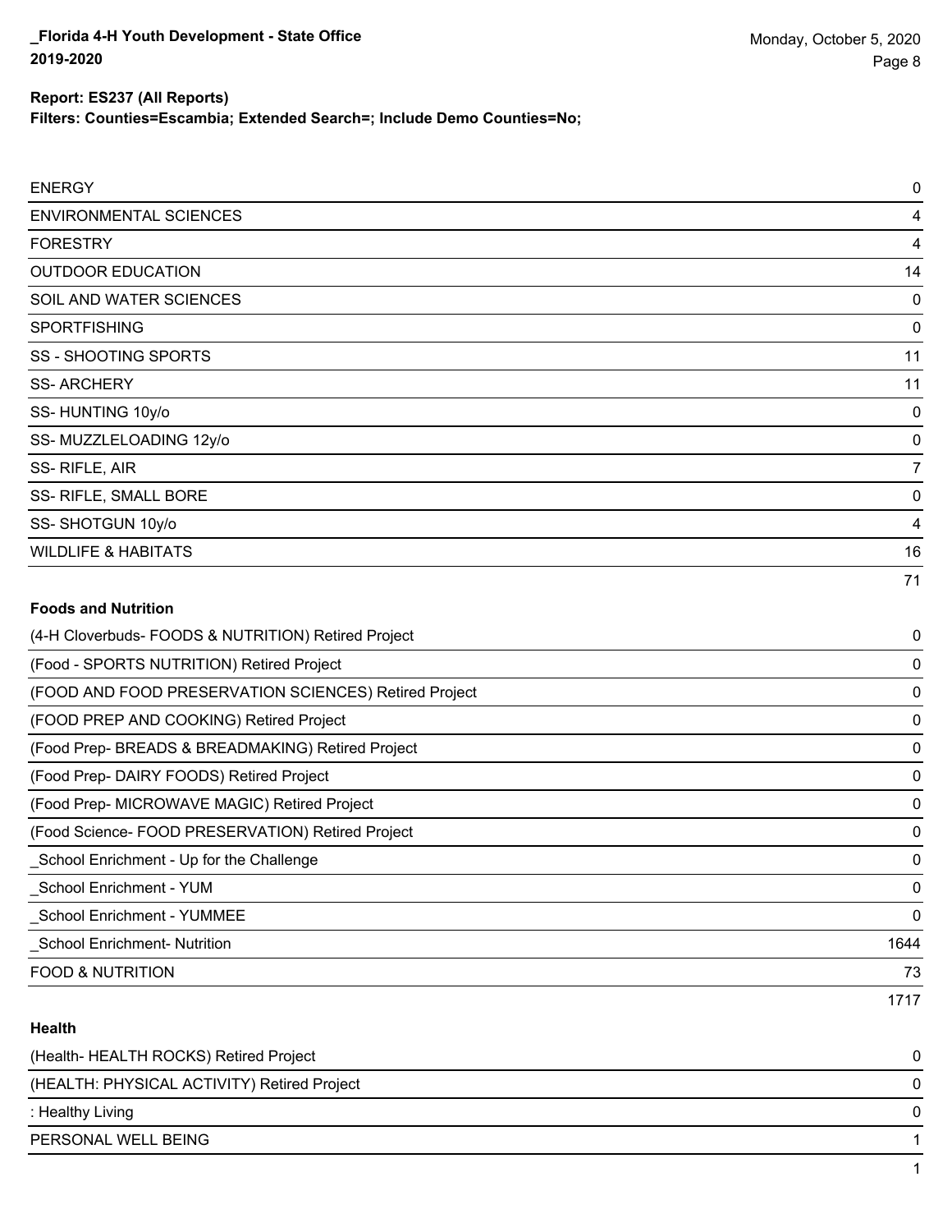**Report: ES237 (All Reports)**

**Filters: Counties=Escambia; Extended Search=; Include Demo Counties=No;**

| | |
|---|---|
| ENERGY | 0 |
| ENVIRONMENTAL SCIENCES | 4 |
| FORESTRY | 4 |
| OUTDOOR EDUCATION | 14 |
| SOIL AND WATER SCIENCES | 0 |
| SPORTFISHING | 0 |
| SS - SHOOTING SPORTS | 11 |
| SS- ARCHERY | 11 |
| SS- HUNTING 10y/o | 0 |
| SS- MUZZLELOADING 12y/o | 0 |
| SS- RIFLE, AIR | 7 |
| SS- RIFLE, SMALL BORE | 0 |
| SS- SHOTGUN 10y/o | 4 |
| WILDLIFE & HABITATS | 16 |
| | 71 |

**Foods and Nutrition**

| | |
|---|---|
| (4-H Cloverbuds- FOODS & NUTRITION) Retired Project | 0 |
| (Food - SPORTS NUTRITION) Retired Project | 0 |
| (FOOD AND FOOD PRESERVATION SCIENCES) Retired Project | 0 |
| (FOOD PREP AND COOKING) Retired Project | 0 |
| (Food Prep- BREADS & BREADMAKING) Retired Project | 0 |
| (Food Prep- DAIRY FOODS) Retired Project | 0 |
| (Food Prep- MICROWAVE MAGIC) Retired Project | 0 |
| (Food Science- FOOD PRESERVATION) Retired Project | 0 |
| _School Enrichment - Up for the Challenge | 0 |
| _School Enrichment - YUM | 0 |
| _School Enrichment - YUMMEE | 0 |
| _School Enrichment- Nutrition | 1644 |
| FOOD & NUTRITION | 73 |
| | 1717 |

**Health**

| | |
|---|---|
| (Health- HEALTH ROCKS) Retired Project | 0 |
| (HEALTH: PHYSICAL ACTIVITY) Retired Project | 0 |
| : Healthy Living | 0 |
| PERSONAL WELL BEING | 1 |
| | 1 |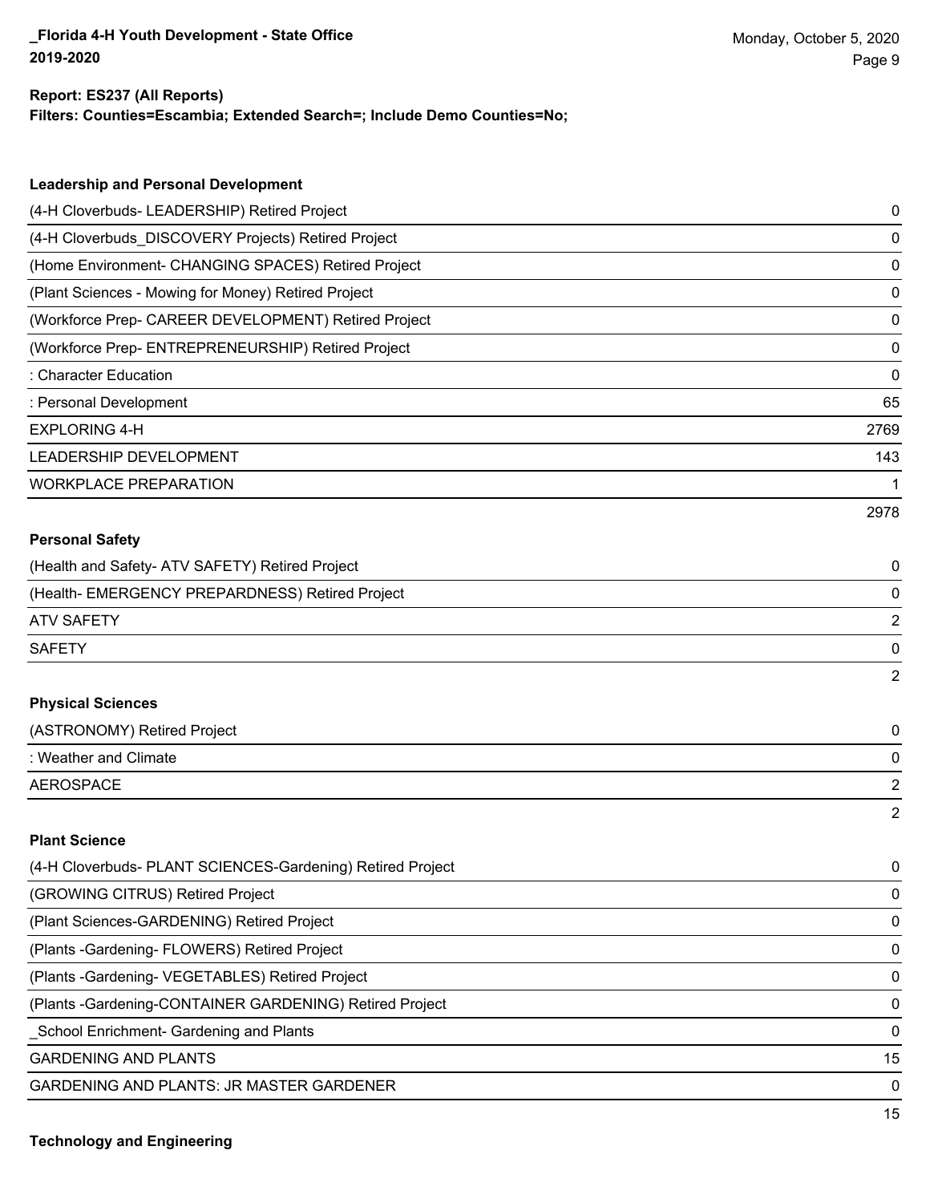**Report: ES237 (All Reports)**
**Filters: Counties=Escambia; Extended Search=; Include Demo Counties=No;**

### Leadership and Personal Development

| | |
|---|---|
| (4-H Cloverbuds- LEADERSHIP) Retired Project | 0 |
| (4-H Cloverbuds_DISCOVERY Projects) Retired Project | 0 |
| (Home Environment- CHANGING SPACES) Retired Project | 0 |
| (Plant Sciences - Mowing for Money) Retired Project | 0 |
| (Workforce Prep- CAREER DEVELOPMENT) Retired Project | 0 |
| (Workforce Prep- ENTREPRENEURSHIP) Retired Project | 0 |
| : Character Education | 0 |
| : Personal Development | 65 |
| EXPLORING 4-H | 2769 |
| LEADERSHIP DEVELOPMENT | 143 |
| WORKPLACE PREPARATION | 1 |
| | 2978 |

### Personal Safety

| | |
|---|---|
| (Health and Safety- ATV SAFETY) Retired Project | 0 |
| (Health- EMERGENCY PREPARDNESS) Retired Project | 0 |
| ATV SAFETY | 2 |
| SAFETY | 0 |
| | 2 |

### Physical Sciences

| | |
|---|---|
| (ASTRONOMY) Retired Project | 0 |
| : Weather and Climate | 0 |
| AEROSPACE | 2 |
| | 2 |

### Plant Science

| | |
|---|---|
| (4-H Cloverbuds- PLANT SCIENCES-Gardening) Retired Project | 0 |
| (GROWING CITRUS) Retired Project | 0 |
| (Plant Sciences-GARDENING) Retired Project | 0 |
| (Plants -Gardening- FLOWERS) Retired Project | 0 |
| (Plants -Gardening- VEGETABLES) Retired Project | 0 |
| (Plants -Gardening-CONTAINER GARDENING) Retired Project | 0 |
| _School Enrichment- Gardening and Plants | 0 |
| GARDENING AND PLANTS | 15 |
| GARDENING AND PLANTS: JR MASTER GARDENER | 0 |
| | 15 |

### Technology and Engineering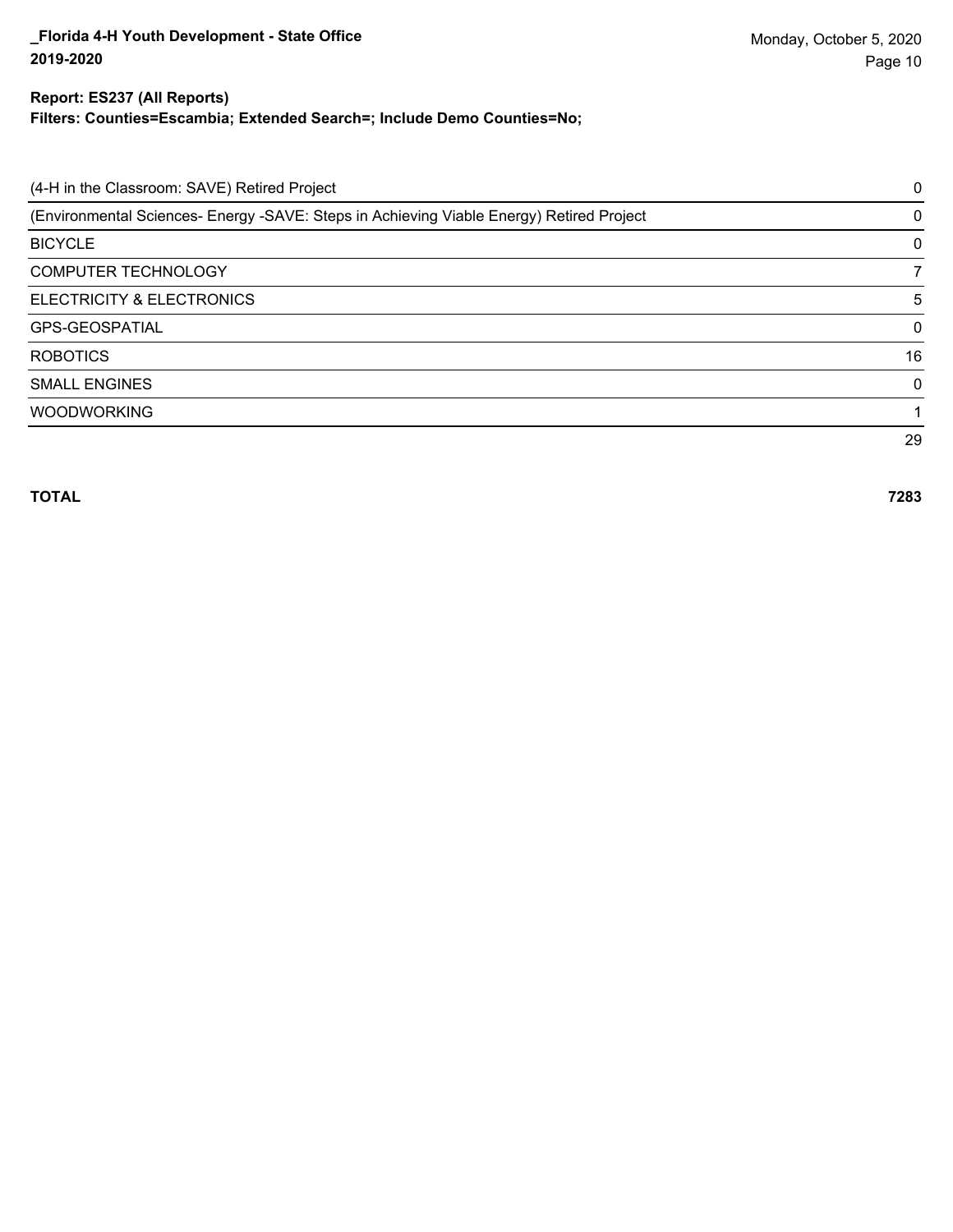**Report: ES237 (All Reports)**

**Filters: Counties=Escambia; Extended Search=; Include Demo Counties=No;**

| | |
|---|---|
| (4-H in the Classroom: SAVE) Retired Project | 0 |
| (Environmental Sciences- Energy -SAVE: Steps in Achieving Viable Energy) Retired Project | 0 |
| BICYCLE | 0 |
| COMPUTER TECHNOLOGY | 7 |
| ELECTRICITY & ELECTRONICS | 5 |
| GPS-GEOSPATIAL | 0 |
| ROBOTICS | 16 |
| SMALL ENGINES | 0 |
| WOODWORKING | 1 |
| | 29 |

**TOTAL** **7283**